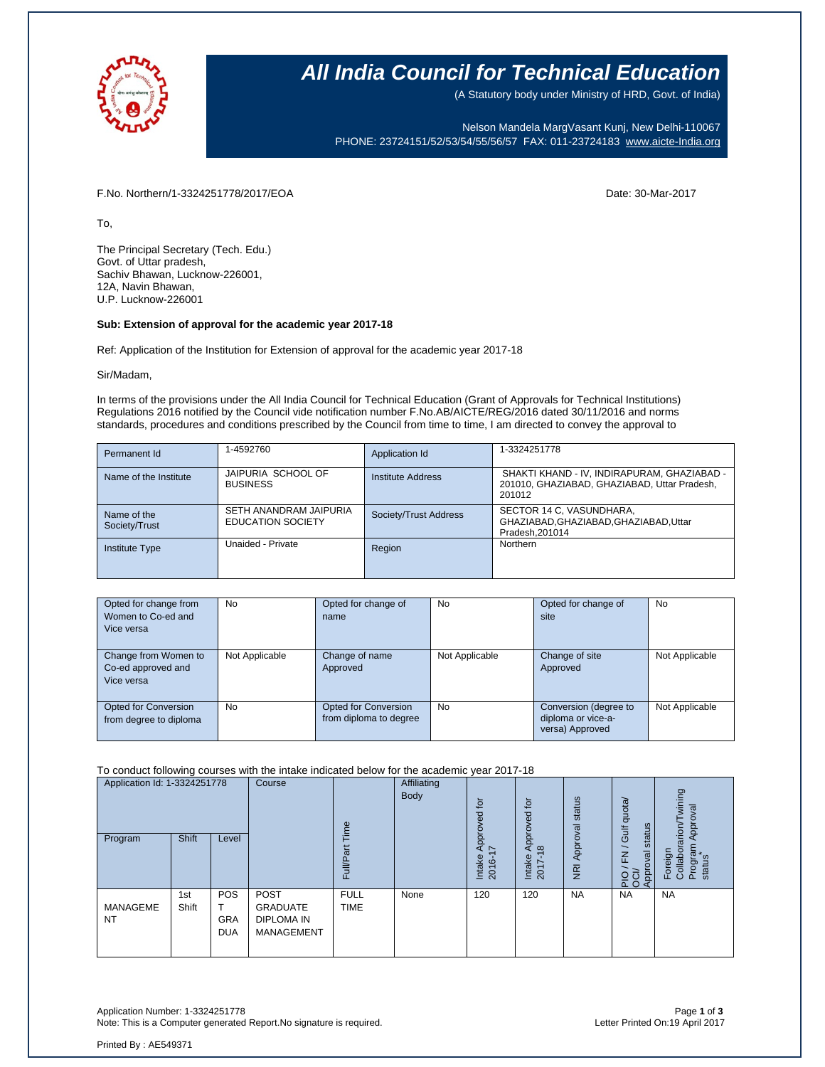# All India Council for Technical Education

(A Statutory body under Ministry of HRD, Govt. of India)

Nelson Mandela MargVasant Kunj, New Delhi-110067
PHONE: 23724151/52/53/54/55/56/57 FAX: 011-23724183 www.aicte-India.org

F.No. Northern/1-3324251778/2017/EOA

Date: 30-Mar-2017

To,

The Principal Secretary (Tech. Edu.)
Govt. of Uttar pradesh,
Sachiv Bhawan, Lucknow-226001,
12A, Navin Bhawan,
U.P. Lucknow-226001

**Sub: Extension of approval for the academic year 2017-18**

Ref: Application of the Institution for Extension of approval for the academic year 2017-18

Sir/Madam,

In terms of the provisions under the All India Council for Technical Education (Grant of Approvals for Technical Institutions) Regulations 2016 notified by the Council vide notification number F.No.AB/AICTE/REG/2016 dated 30/11/2016 and norms standards, procedures and conditions prescribed by the Council from time to time, I am directed to convey the approval to

| Permanent Id | 1-4592760 | Application Id | 1-3324251778 |
|---|---|---|---|
| Name of the Institute | JAIPURIA SCHOOL OF BUSINESS | Institute Address | SHAKTI KHAND - IV, INDIRAPURAM, GHAZIABAD - 201010, GHAZIABAD, GHAZIABAD, Uttar Pradesh, 201012 |
| Name of the Society/Trust | SETH ANANDRAM JAIPURIA EDUCATION SOCIETY | Society/Trust Address | SECTOR 14 C, VASUNDHARA, GHAZIABAD,GHAZIABAD,GHAZIABAD,Uttar Pradesh,201014 |
| Institute Type | Unaided - Private | Region | Northern |

| Opted for change from Women to Co-ed and Vice versa | No | Opted for change of name | No | Opted for change of site | No |
|---|---|---|---|---|---|
| Change from Women to Co-ed approved and Vice versa | Not Applicable | Change of name Approved | Not Applicable | Change of site Approved | Not Applicable |
| Opted for Conversion from degree to diploma | No | Opted for Conversion from diploma to degree | No | Conversion (degree to diploma or vice-a-versa) Approved | Not Applicable |

To conduct following courses with the intake indicated below for the academic year 2017-18

| Application Id: 1-3324251778 | | | Course | Full/Part Time | Affiliating Body | Intake Approved for 2016-17 | Intake Approved for 2017-18 | NRI Approval status | PIO / FN / Gulf quota/ OCI/ Approval status | Foreign Collaborarion/Twining Program Approval status* |
|---|---|---|---|---|---|---|---|---|---|---|
| Program | Shift | Level | | | | | | | | |
| MANAGEMENT | 1st Shift | POST GRADUATE | POST GRADUATE DIPLOMA IN MANAGEMENT | FULL TIME | None | 120 | 120 | NA | NA | NA |

Application Number: 1-3324251778
Note: This is a Computer generated Report.No signature is required.

Letter Printed On:19 April 2017

Printed By : AE549371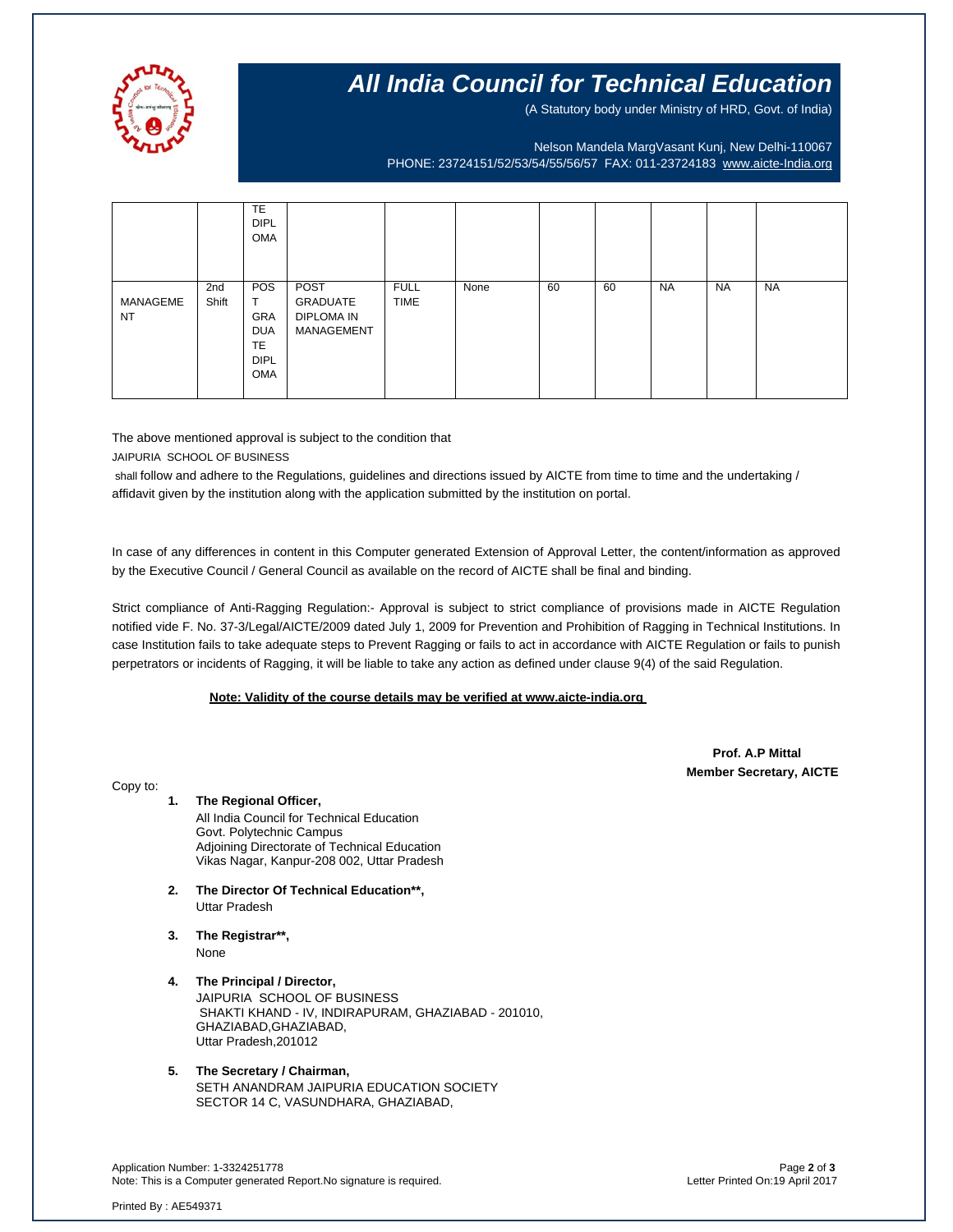# All India Council for Technical Education

(A Statutory body under Ministry of HRD, Govt. of India)

Nelson Mandela MargVasant Kunj, New Delhi-110067
PHONE: 23724151/52/53/54/55/56/57 FAX: 011-23724183 www.aicte-India.org

| | | | | | | | | | | |
|---|---|---|---|---|---|---|---|---|---|---|
| | | TE DIPLOMA | | | | | | | | |
| MANAGEMENT | 2nd Shift | POST GRADUATE DIPLOMA | POST GRADUATE DIPLOMA IN MANAGEMENT | FULL TIME | None | 60 | 60 | NA | NA | NA |

The above mentioned approval is subject to the condition that
JAIPURIA SCHOOL OF BUSINESS
shall follow and adhere to the Regulations, guidelines and directions issued by AICTE from time to time and the undertaking / affidavit given by the institution along with the application submitted by the institution on portal.

In case of any differences in content in this Computer generated Extension of Approval Letter, the content/information as approved by the Executive Council / General Council as available on the record of AICTE shall be final and binding.

Strict compliance of Anti-Ragging Regulation:- Approval is subject to strict compliance of provisions made in AICTE Regulation notified vide F. No. 37-3/Legal/AICTE/2009 dated July 1, 2009 for Prevention and Prohibition of Ragging in Technical Institutions. In case Institution fails to take adequate steps to Prevent Ragging or fails to act in accordance with AICTE Regulation or fails to punish perpetrators or incidents of Ragging, it will be liable to take any action as defined under clause 9(4) of the said Regulation.

**Note: Validity of the course details may be verified at www.aicte-india.org**

**Prof. A.P Mittal**
**Member Secretary, AICTE**

Copy to:

1. **The Regional Officer,**
   All India Council for Technical Education
   Govt. Polytechnic Campus
   Adjoining Directorate of Technical Education
   Vikas Nagar, Kanpur-208 002, Uttar Pradesh

2. **The Director Of Technical Education\*\*,**
   Uttar Pradesh

3. **The Registrar\*\*,**
   None

4. **The Principal / Director,**
   JAIPURIA SCHOOL OF BUSINESS
   SHAKTI KHAND - IV, INDIRAPURAM, GHAZIABAD - 201010,
   GHAZIABAD,GHAZIABAD,
   Uttar Pradesh,201012

5. **The Secretary / Chairman,**
   SETH ANANDRAM JAIPURIA EDUCATION SOCIETY
   SECTOR 14 C, VASUNDHARA, GHAZIABAD,

Application Number: 1-3324251778
Note: This is a Computer generated Report.No signature is required.
Letter Printed On:19 April 2017

Printed By : AE549371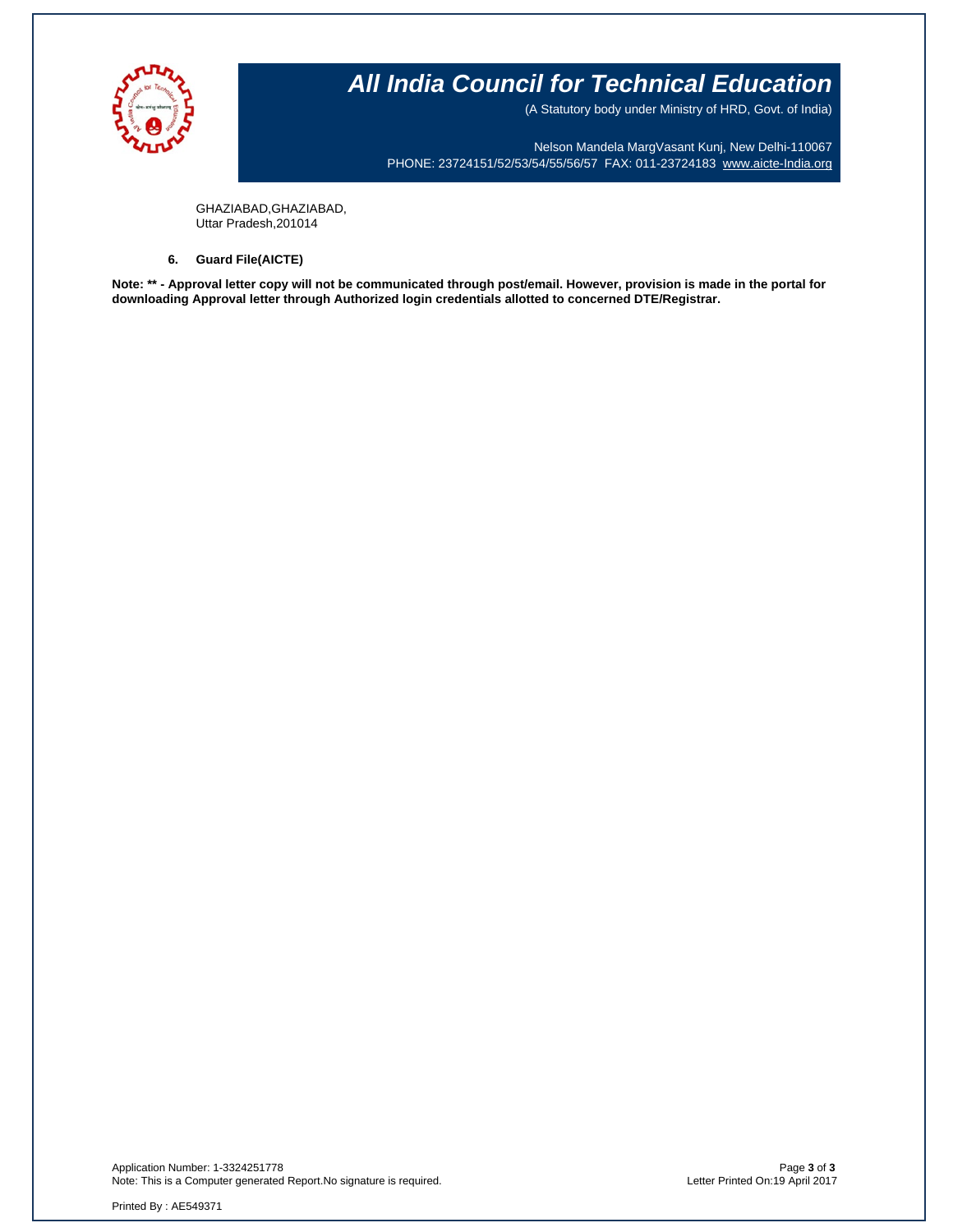GHAZIABAD,GHAZIABAD,
Uttar Pradesh,201014

6. **Guard File(AICTE)**

**Note: ** - Approval letter copy will not be communicated through post/email. However, provision is made in the portal for downloading Approval letter through Authorized login credentials allotted to concerned DTE/Registrar.**

Application Number: 1-3324251778
Note: This is a Computer generated Report.No signature is required.

Letter Printed On:19 April 2017

Printed By : AE549371